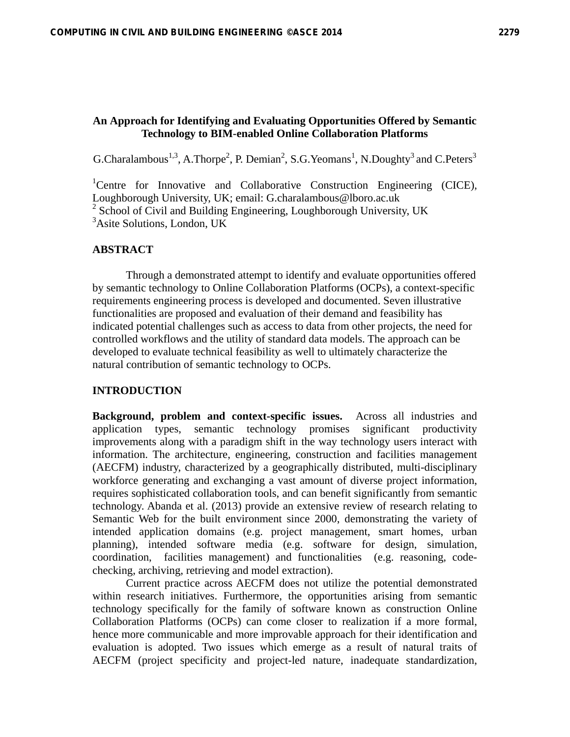# An Approach for Identifying and Evaluating Opportunities Offered by Semantic Technology to BIM-enabled Online Collaboration Platforms

G.Charalambous[1,3], A.Thorpe[2], P. Demian[2], S.G.Yeomans[1], N.Doughty[3] and C.Peters[3]

[1]Centre for Innovative and Collaborative Construction Engineering (CICE), Loughborough University, UK; email: G.charalambous@lboro.ac.uk
[2] School of Civil and Building Engineering, Loughborough University, UK
[3]Asite Solutions, London, UK

## ABSTRACT

Through a demonstrated attempt to identify and evaluate opportunities offered by semantic technology to Online Collaboration Platforms (OCPs), a context-specific requirements engineering process is developed and documented. Seven illustrative functionalities are proposed and evaluation of their demand and feasibility has indicated potential challenges such as access to data from other projects, the need for controlled workflows and the utility of standard data models. The approach can be developed to evaluate technical feasibility as well to ultimately characterize the natural contribution of semantic technology to OCPs.

## INTRODUCTION

**Background, problem and context-specific issues.** Across all industries and application types, semantic technology promises significant productivity improvements along with a paradigm shift in the way technology users interact with information. The architecture, engineering, construction and facilities management (AECFM) industry, characterized by a geographically distributed, multi-disciplinary workforce generating and exchanging a vast amount of diverse project information, requires sophisticated collaboration tools, and can benefit significantly from semantic technology. Abanda et al. (2013) provide an extensive review of research relating to Semantic Web for the built environment since 2000, demonstrating the variety of intended application domains (e.g. project management, smart homes, urban planning), intended software media (e.g. software for design, simulation, coordination, facilities management) and functionalities (e.g. reasoning, code-checking, archiving, retrieving and model extraction).

Current practice across AECFM does not utilize the potential demonstrated within research initiatives. Furthermore, the opportunities arising from semantic technology specifically for the family of software known as construction Online Collaboration Platforms (OCPs) can come closer to realization if a more formal, hence more communicable and more improvable approach for their identification and evaluation is adopted. Two issues which emerge as a result of natural traits of AECFM (project specificity and project-led nature, inadequate standardization,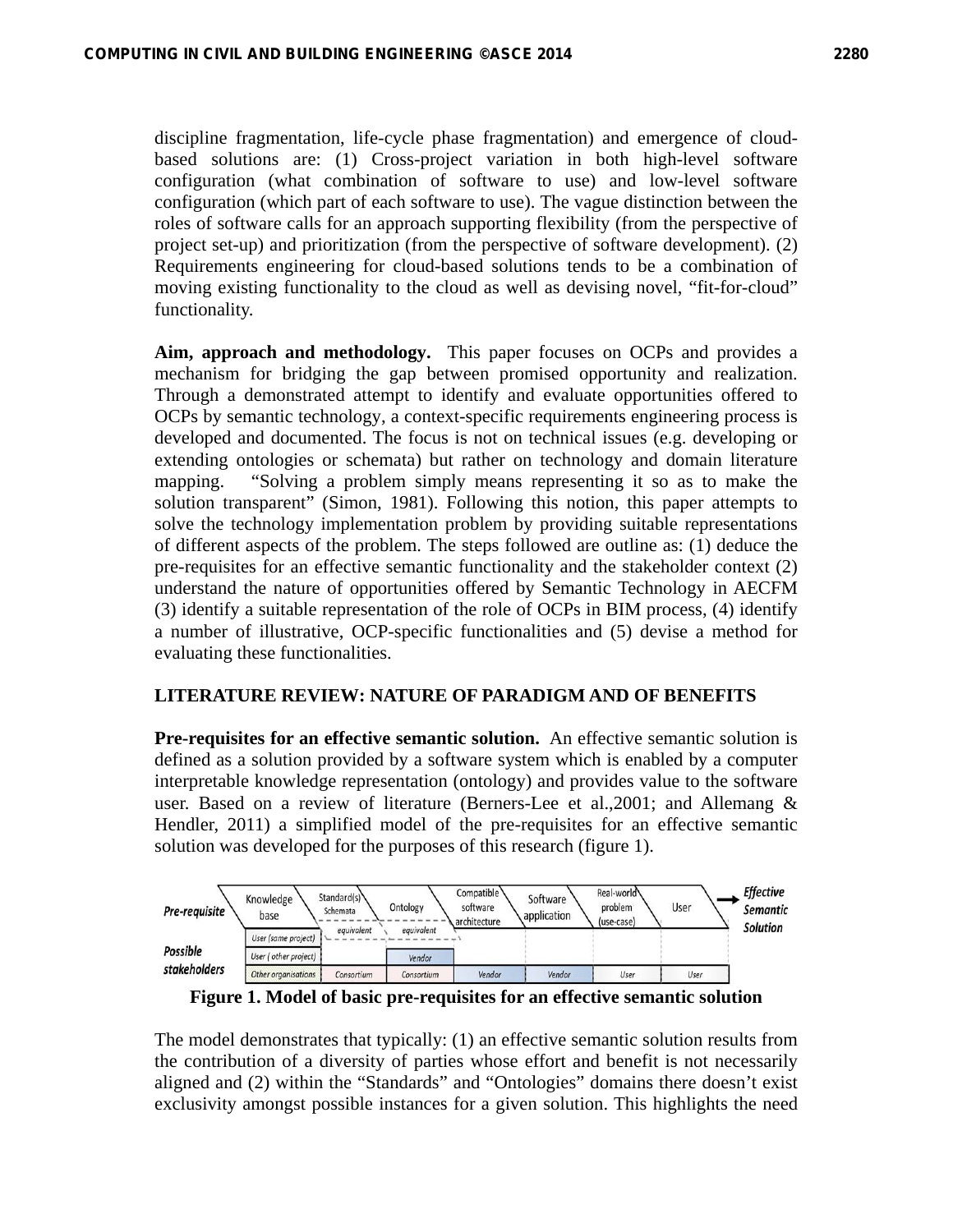discipline fragmentation, life-cycle phase fragmentation) and emergence of cloud-based solutions are: (1) Cross-project variation in both high-level software configuration (what combination of software to use) and low-level software configuration (which part of each software to use). The vague distinction between the roles of software calls for an approach supporting flexibility (from the perspective of project set-up) and prioritization (from the perspective of software development). (2) Requirements engineering for cloud-based solutions tends to be a combination of moving existing functionality to the cloud as well as devising novel, “fit-for-cloud” functionality.

**Aim, approach and methodology.** This paper focuses on OCPs and provides a mechanism for bridging the gap between promised opportunity and realization. Through a demonstrated attempt to identify and evaluate opportunities offered to OCPs by semantic technology, a context-specific requirements engineering process is developed and documented. The focus is not on technical issues (e.g. developing or extending ontologies or schemata) but rather on technology and domain literature mapping. “Solving a problem simply means representing it so as to make the solution transparent” (Simon, 1981). Following this notion, this paper attempts to solve the technology implementation problem by providing suitable representations of different aspects of the problem. The steps followed are outline as: (1) deduce the pre-requisites for an effective semantic functionality and the stakeholder context (2) understand the nature of opportunities offered by Semantic Technology in AECFM (3) identify a suitable representation of the role of OCPs in BIM process, (4) identify a number of illustrative, OCP-specific functionalities and (5) devise a method for evaluating these functionalities.

## LITERATURE REVIEW: NATURE OF PARADIGM AND OF BENEFITS

**Pre-requisites for an effective semantic solution.** An effective semantic solution is defined as a solution provided by a software system which is enabled by a computer interpretable knowledge representation (ontology) and provides value to the software user. Based on a review of literature (Berners-Lee et al.,2001; and Allemang & Hendler, 2011) a simplified model of the pre-requisites for an effective semantic solution was developed for the purposes of this research (figure 1).

| Pre-requisite | Knowledge base | Standard(s) Schemata | Ontology | Compatible software architecture | Software application | Real-world problem (use-case) | User | → Effective Semantic Solution |
|---|---|---|---|---|---|---|---|---|
| | | equivalent | equivalent | | | | | |
| Possible stakeholders | User (same project) | | | | | | | |
| | User (other project) | | Vendor | | | | | |
| | Other organisations | Consortium | Consortium | Vendor | Vendor | User | User | |

**Figure 1. Model of basic pre-requisites for an effective semantic solution**

The model demonstrates that typically: (1) an effective semantic solution results from the contribution of a diversity of parties whose effort and benefit is not necessarily aligned and (2) within the “Standards” and “Ontologies” domains there doesn’t exist exclusivity amongst possible instances for a given solution. This highlights the need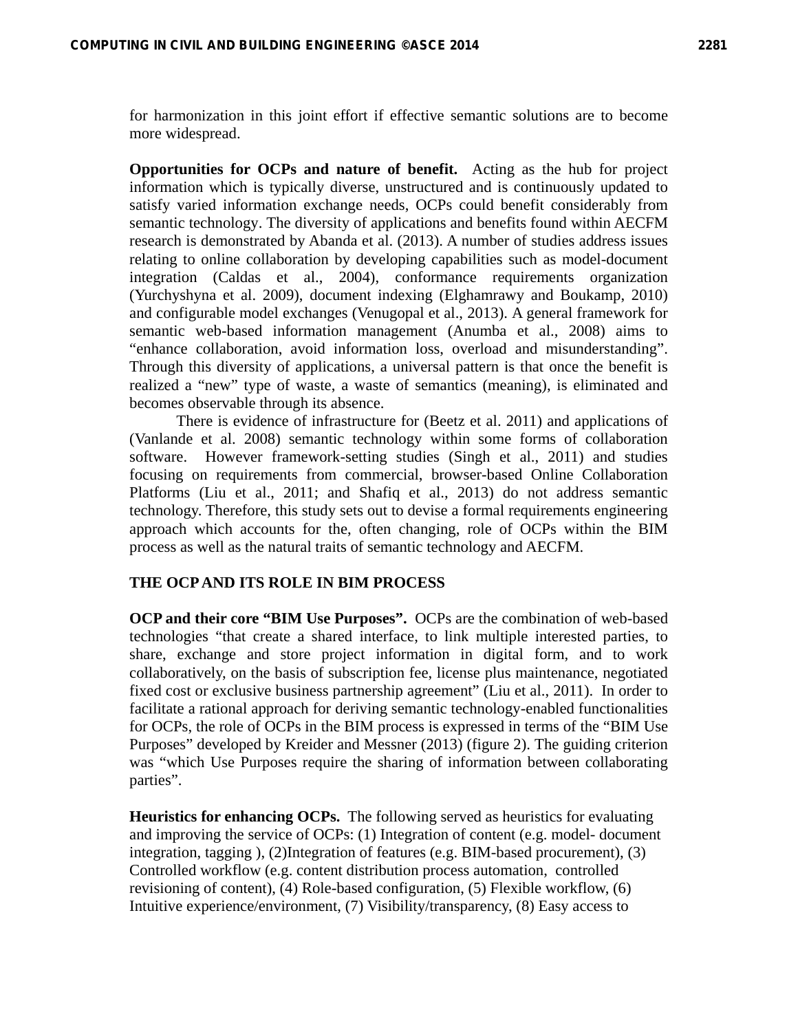for harmonization in this joint effort if effective semantic solutions are to become more widespread.

**Opportunities for OCPs and nature of benefit.** Acting as the hub for project information which is typically diverse, unstructured and is continuously updated to satisfy varied information exchange needs, OCPs could benefit considerably from semantic technology. The diversity of applications and benefits found within AECFM research is demonstrated by Abanda et al. (2013). A number of studies address issues relating to online collaboration by developing capabilities such as model-document integration (Caldas et al., 2004), conformance requirements organization (Yurchyshyna et al. 2009), document indexing (Elghamrawy and Boukamp, 2010) and configurable model exchanges (Venugopal et al., 2013). A general framework for semantic web-based information management (Anumba et al., 2008) aims to "enhance collaboration, avoid information loss, overload and misunderstanding". Through this diversity of applications, a universal pattern is that once the benefit is realized a "new" type of waste, a waste of semantics (meaning), is eliminated and becomes observable through its absence.

There is evidence of infrastructure for (Beetz et al. 2011) and applications of (Vanlande et al. 2008) semantic technology within some forms of collaboration software. However framework-setting studies (Singh et al., 2011) and studies focusing on requirements from commercial, browser-based Online Collaboration Platforms (Liu et al., 2011; and Shafiq et al., 2013) do not address semantic technology. Therefore, this study sets out to devise a formal requirements engineering approach which accounts for the, often changing, role of OCPs within the BIM process as well as the natural traits of semantic technology and AECFM.

## THE OCP AND ITS ROLE IN BIM PROCESS

**OCP and their core "BIM Use Purposes".** OCPs are the combination of web-based technologies "that create a shared interface, to link multiple interested parties, to share, exchange and store project information in digital form, and to work collaboratively, on the basis of subscription fee, license plus maintenance, negotiated fixed cost or exclusive business partnership agreement" (Liu et al., 2011). In order to facilitate a rational approach for deriving semantic technology-enabled functionalities for OCPs, the role of OCPs in the BIM process is expressed in terms of the "BIM Use Purposes" developed by Kreider and Messner (2013) (figure 2). The guiding criterion was "which Use Purposes require the sharing of information between collaborating parties".

**Heuristics for enhancing OCPs.** The following served as heuristics for evaluating and improving the service of OCPs: (1) Integration of content (e.g. model- document integration, tagging ), (2)Integration of features (e.g. BIM-based procurement), (3) Controlled workflow (e.g. content distribution process automation, controlled revisioning of content), (4) Role-based configuration, (5) Flexible workflow, (6) Intuitive experience/environment, (7) Visibility/transparency, (8) Easy access to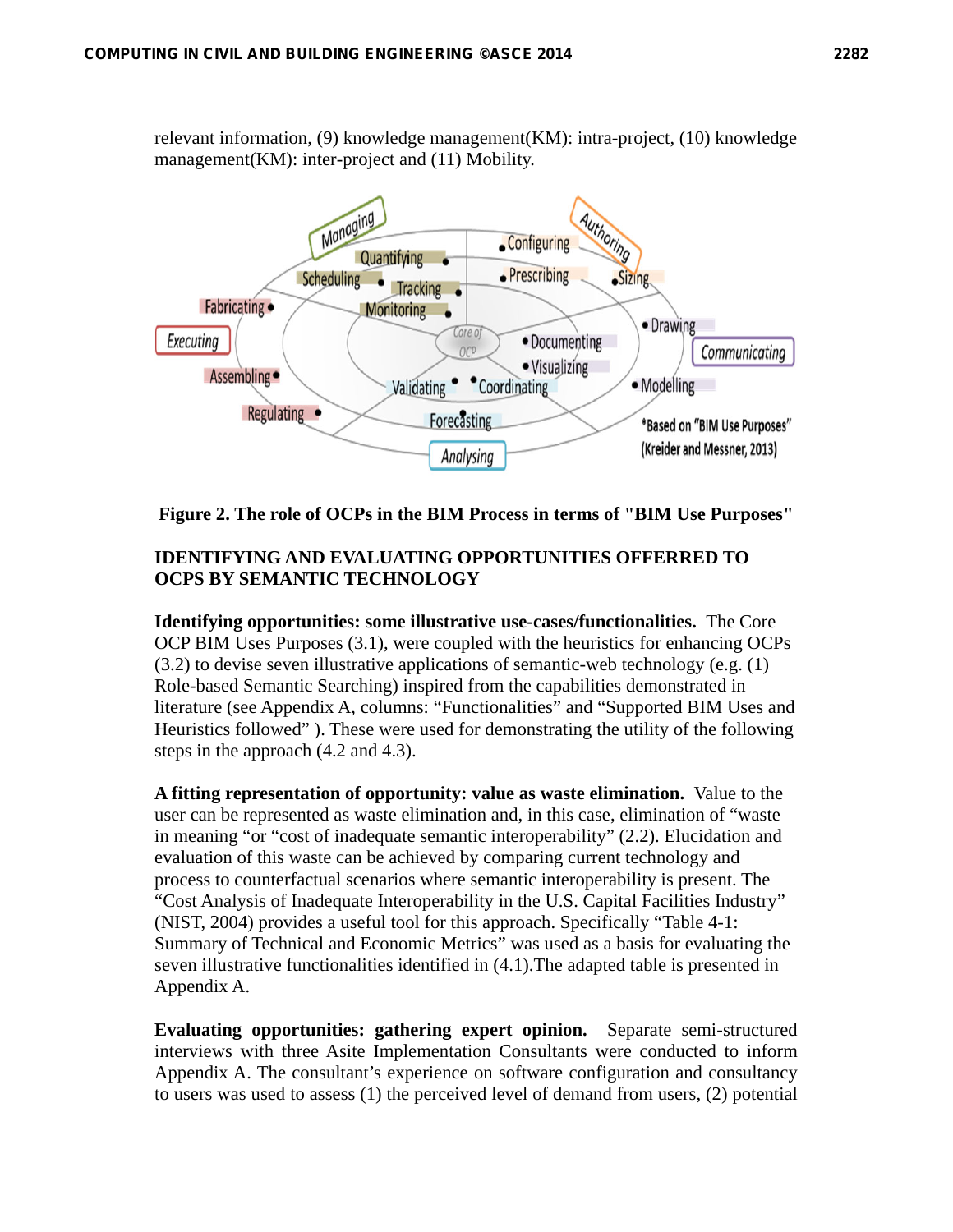relevant information, (9) knowledge management(KM): intra-project, (10) knowledge management(KM): inter-project and (11) Mobility.

**Figure 2. The role of OCPs in the BIM Process in terms of "BIM Use Purposes"**

## IDENTIFYING AND EVALUATING OPPORTUNITIES OFFERRED TO OCPS BY SEMANTIC TECHNOLOGY

**Identifying opportunities: some illustrative use-cases/functionalities.** The Core OCP BIM Uses Purposes (3.1), were coupled with the heuristics for enhancing OCPs (3.2) to devise seven illustrative applications of semantic-web technology (e.g. (1) Role-based Semantic Searching) inspired from the capabilities demonstrated in literature (see Appendix A, columns: "Functionalities" and "Supported BIM Uses and Heuristics followed" ). These were used for demonstrating the utility of the following steps in the approach (4.2 and 4.3).

**A fitting representation of opportunity: value as waste elimination.** Value to the user can be represented as waste elimination and, in this case, elimination of "waste in meaning "or "cost of inadequate semantic interoperability" (2.2). Elucidation and evaluation of this waste can be achieved by comparing current technology and process to counterfactual scenarios where semantic interoperability is present. The "Cost Analysis of Inadequate Interoperability in the U.S. Capital Facilities Industry" (NIST, 2004) provides a useful tool for this approach. Specifically "Table 4-1: Summary of Technical and Economic Metrics" was used as a basis for evaluating the seven illustrative functionalities identified in (4.1).The adapted table is presented in Appendix A.

**Evaluating opportunities: gathering expert opinion.** Separate semi-structured interviews with three Asite Implementation Consultants were conducted to inform Appendix A. The consultant's experience on software configuration and consultancy to users was used to assess (1) the perceived level of demand from users, (2) potential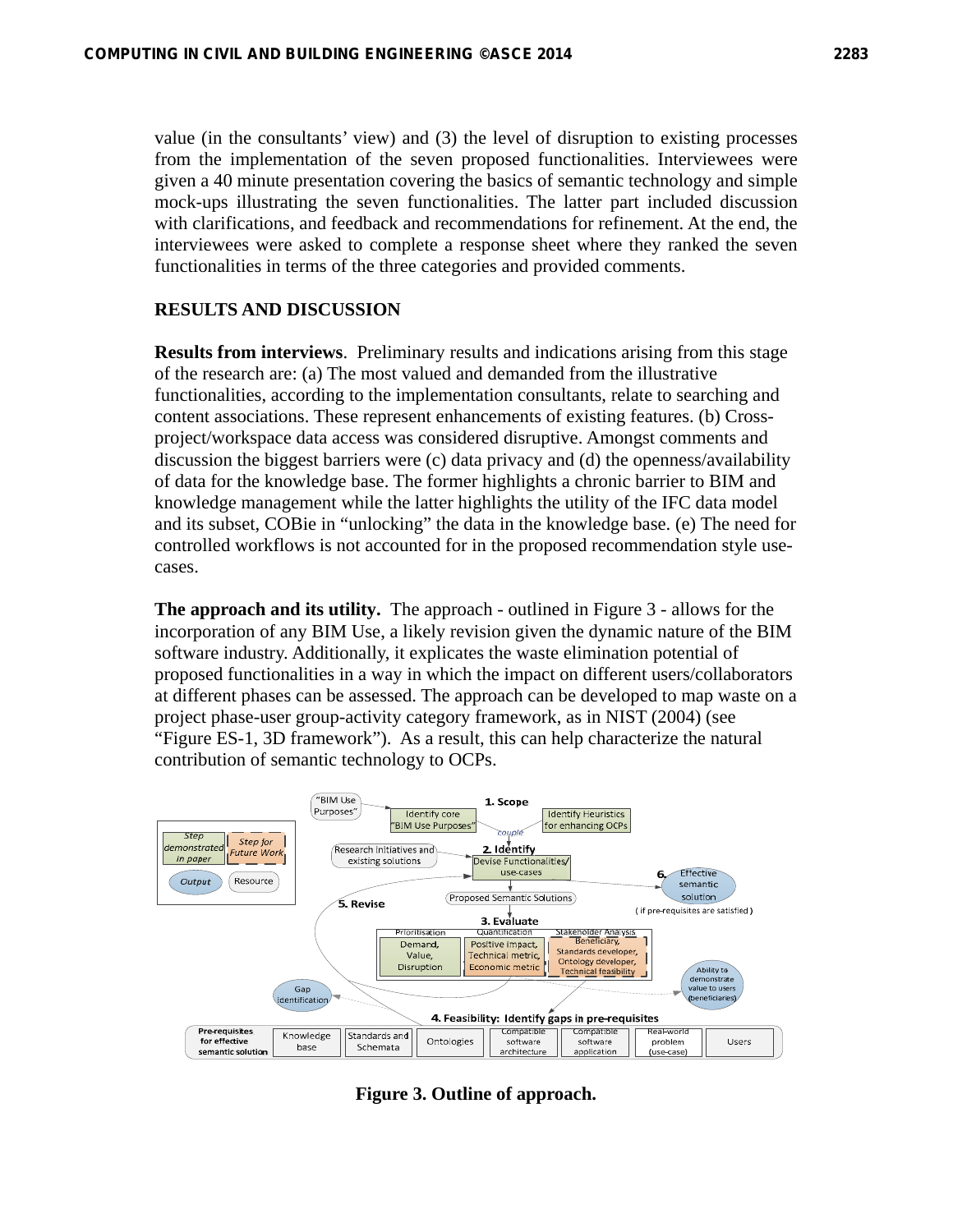value (in the consultants' view) and (3) the level of disruption to existing processes from the implementation of the seven proposed functionalities. Interviewees were given a 40 minute presentation covering the basics of semantic technology and simple mock-ups illustrating the seven functionalities. The latter part included discussion with clarifications, and feedback and recommendations for refinement. At the end, the interviewees were asked to complete a response sheet where they ranked the seven functionalities in terms of the three categories and provided comments.

## RESULTS AND DISCUSSION

**Results from interviews**. Preliminary results and indications arising from this stage of the research are: (a) The most valued and demanded from the illustrative functionalities, according to the implementation consultants, relate to searching and content associations. These represent enhancements of existing features. (b) Cross-project/workspace data access was considered disruptive. Amongst comments and discussion the biggest barriers were (c) data privacy and (d) the openness/availability of data for the knowledge base. The former highlights a chronic barrier to BIM and knowledge management while the latter highlights the utility of the IFC data model and its subset, COBie in "unlocking" the data in the knowledge base. (e) The need for controlled workflows is not accounted for in the proposed recommendation style use-cases.

**The approach and its utility.** The approach - outlined in Figure 3 - allows for the incorporation of any BIM Use, a likely revision given the dynamic nature of the BIM software industry. Additionally, it explicates the waste elimination potential of proposed functionalities in a way in which the impact on different users/collaborators at different phases can be assessed. The approach can be developed to map waste on a project phase-user group-activity category framework, as in NIST (2004) (see "Figure ES-1, 3D framework"). As a result, this can help characterize the natural contribution of semantic technology to OCPs.

**Figure 3. Outline of approach.**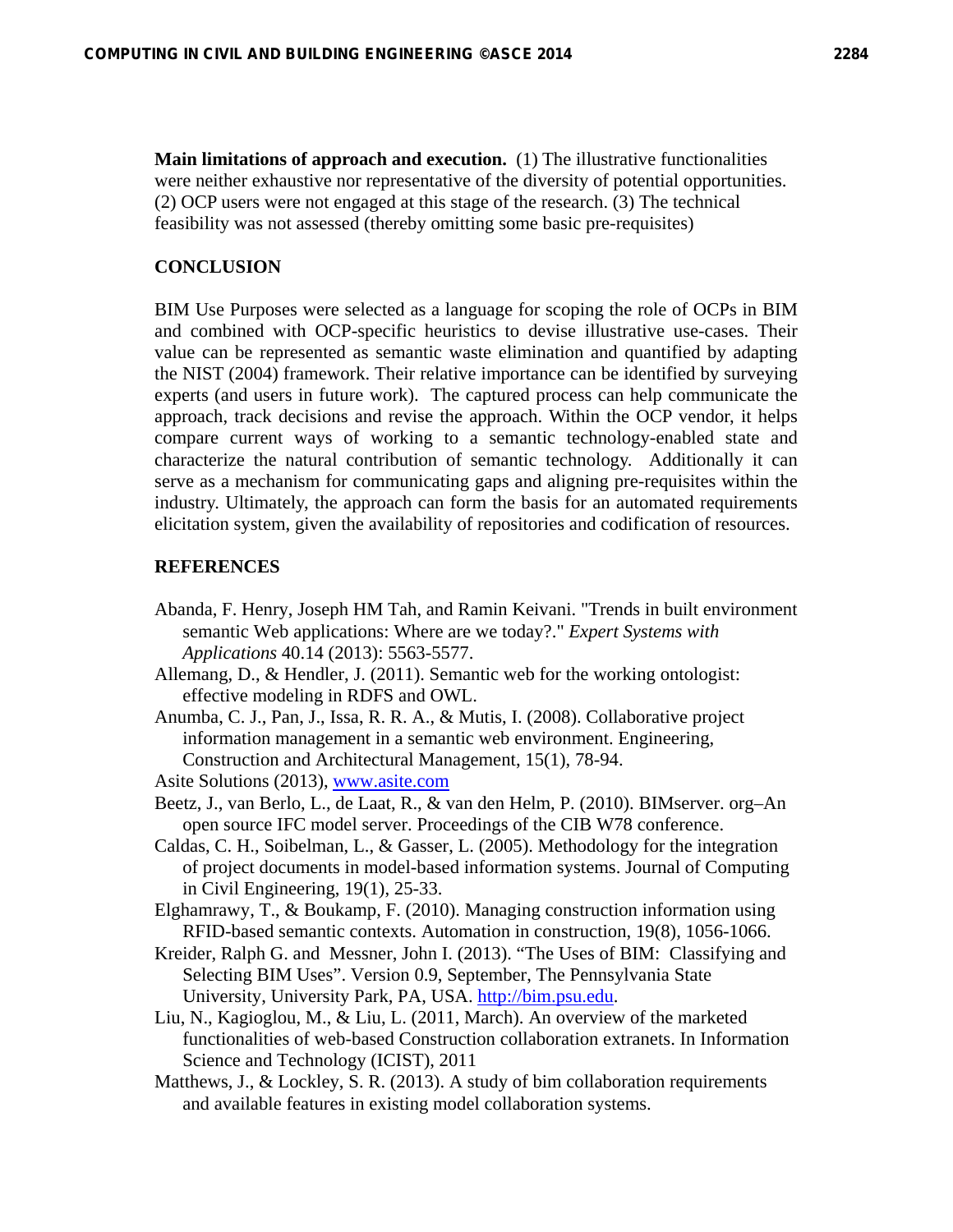**Main limitations of approach and execution.** (1) The illustrative functionalities were neither exhaustive nor representative of the diversity of potential opportunities. (2) OCP users were not engaged at this stage of the research. (3) The technical feasibility was not assessed (thereby omitting some basic pre-requisites)

## CONCLUSION

BIM Use Purposes were selected as a language for scoping the role of OCPs in BIM and combined with OCP-specific heuristics to devise illustrative use-cases. Their value can be represented as semantic waste elimination and quantified by adapting the NIST (2004) framework. Their relative importance can be identified by surveying experts (and users in future work). The captured process can help communicate the approach, track decisions and revise the approach. Within the OCP vendor, it helps compare current ways of working to a semantic technology-enabled state and characterize the natural contribution of semantic technology. Additionally it can serve as a mechanism for communicating gaps and aligning pre-requisites within the industry. Ultimately, the approach can form the basis for an automated requirements elicitation system, given the availability of repositories and codification of resources.

## REFERENCES

Abanda, F. Henry, Joseph HM Tah, and Ramin Keivani. "Trends in built environment semantic Web applications: Where are we today?." *Expert Systems with Applications* 40.14 (2013): 5563-5577.

Allemang, D., & Hendler, J. (2011). Semantic web for the working ontologist: effective modeling in RDFS and OWL.

Anumba, C. J., Pan, J., Issa, R. R. A., & Mutis, I. (2008). Collaborative project information management in a semantic web environment. Engineering, Construction and Architectural Management, 15(1), 78-94.

Asite Solutions (2013), www.asite.com

Beetz, J., van Berlo, L., de Laat, R., & van den Helm, P. (2010). BIMserver. org–An open source IFC model server. Proceedings of the CIB W78 conference.

Caldas, C. H., Soibelman, L., & Gasser, L. (2005). Methodology for the integration of project documents in model-based information systems. Journal of Computing in Civil Engineering, 19(1), 25-33.

Elghamrawy, T., & Boukamp, F. (2010). Managing construction information using RFID-based semantic contexts. Automation in construction, 19(8), 1056-1066.

Kreider, Ralph G. and Messner, John I. (2013). "The Uses of BIM: Classifying and Selecting BIM Uses". Version 0.9, September, The Pennsylvania State University, University Park, PA, USA. http://bim.psu.edu.

Liu, N., Kagioglou, M., & Liu, L. (2011, March). An overview of the marketed functionalities of web-based Construction collaboration extranets. In Information Science and Technology (ICIST), 2011

Matthews, J., & Lockley, S. R. (2013). A study of bim collaboration requirements and available features in existing model collaboration systems.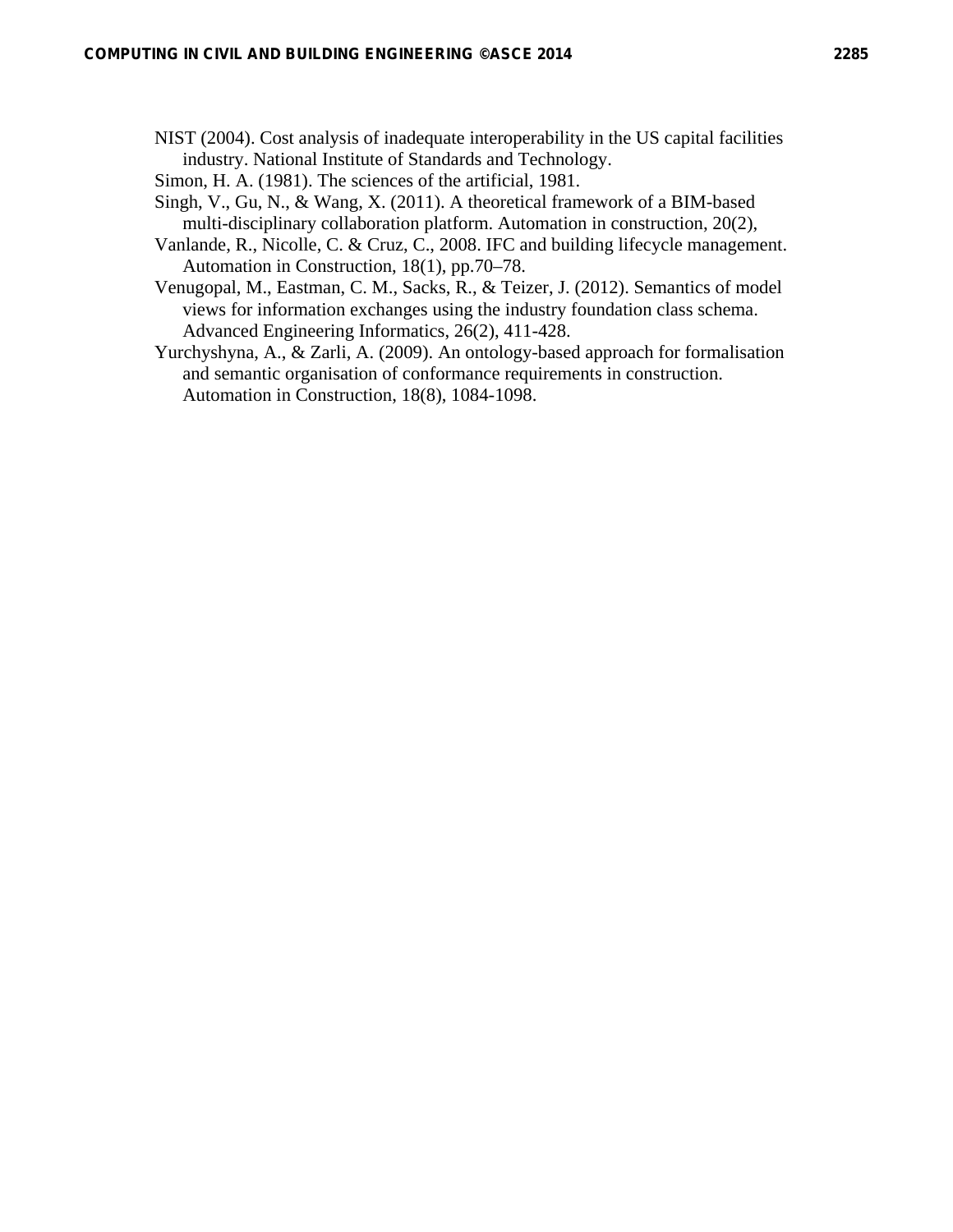NIST (2004). Cost analysis of inadequate interoperability in the US capital facilities industry. National Institute of Standards and Technology.

Simon, H. A. (1981). The sciences of the artificial, 1981.

Singh, V., Gu, N., & Wang, X. (2011). A theoretical framework of a BIM-based multi-disciplinary collaboration platform. Automation in construction, 20(2),

Vanlande, R., Nicolle, C. & Cruz, C., 2008. IFC and building lifecycle management. Automation in Construction, 18(1), pp.70–78.

Venugopal, M., Eastman, C. M., Sacks, R., & Teizer, J. (2012). Semantics of model views for information exchanges using the industry foundation class schema. Advanced Engineering Informatics, 26(2), 411-428.

Yurchyshyna, A., & Zarli, A. (2009). An ontology-based approach for formalisation and semantic organisation of conformance requirements in construction. Automation in Construction, 18(8), 1084-1098.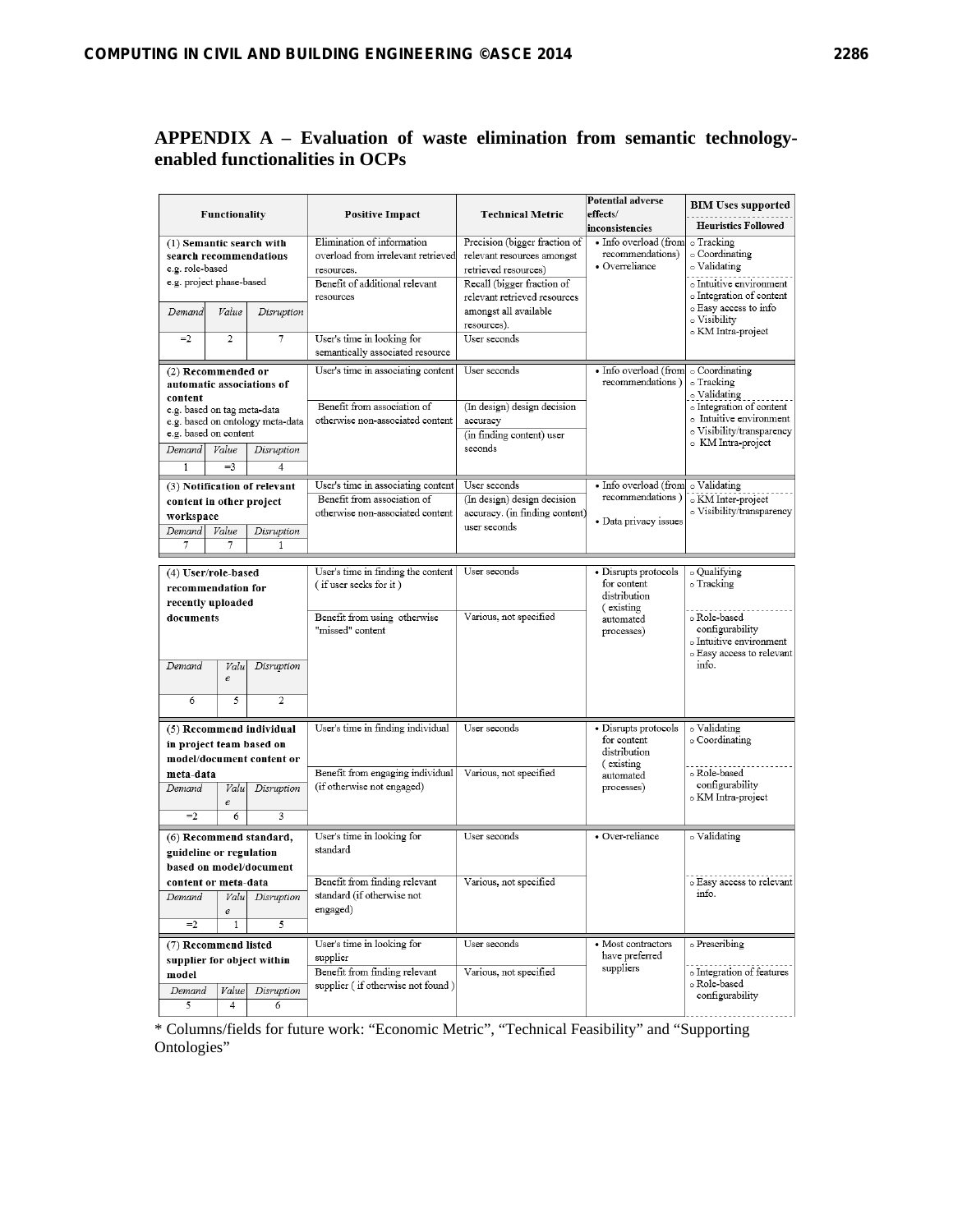## APPENDIX A – Evaluation of waste elimination from semantic technology-enabled functionalities in OCPs

| Functionality | Positive Impact | Technical Metric | Potential adverse effects/ inconsistencies | BIM Uses supported / Heuristics Followed |
|---|---|---|---|---|
| **(1) Semantic search with search recommendations** e.g. role-based e.g. project phase-based. *Demand* =2, *Value* 2, *Disruption* 7 | Elimination of information overload from irrelevant retrieved resources. | Precision (bigger fraction of relevant resources amongst retrieved resources) | • Info overload (from recommendations) • Overreliance | BIM Uses: ○ Tracking ○ Coordinating ○ Validating |
| | Benefit of additional relevant resources | Recall (bigger fraction of relevant retrieved resources amongst all available resources). | | Heuristics: ○ Intuitive environment ○ Integration of content ○ Easy access to info ○ Visibility ○ KM Intra-project |
| | User's time in looking for semantically associated resource | User seconds | | |
| **(2) Recommended or automatic associations of content** e.g. based on tag meta-data e.g. based on ontology meta-data e.g. based on content. *Demand* 1, *Value* =3, *Disruption* 4 | User's time in associating content | User seconds | • Info overload (from recommendations ) | BIM Uses: ○ Coordinating ○ Tracking ○ Validating |
| | Benefit from association of otherwise non-associated content | (In design) design decision accuracy (in finding content) user seconds | | Heuristics: ○ Integration of content ○ Intuitive environment ○ Visibility/transparency ○ KM Intra-project |
| **(3) Notification of relevant content in other project workspace** *Demand* 7, *Value* 7, *Disruption* 1 | User's time in associating content | User seconds | • Info overload (from recommendations ) • Data privacy issues | BIM Uses: ○ Validating |
| | Benefit from association of otherwise non-associated content | (In design) design decision accuracy. (in finding content) user seconds | | Heuristics: ○ KM Inter-project ○ Visibility/transparency |
| **(4) User/role-based recommendation for recently uploaded documents** *Demand* 6, *Value* 5, *Disruption* 2 | User's time in finding the content ( if user seeks for it ) | User seconds | • Disrupts protocols for content distribution ( existing automated processes) | BIM Uses: ○ Qualifying ○ Tracking |
| | Benefit from using otherwise "missed" content | Various, not specified | | Heuristics: ○ Role-based configurability ○ Intuitive environment ○ Easy access to relevant info. |
| **(5) Recommend individual in project team based on model/document content or meta-data** *Demand* =2, *Value* 6, *Disruption* 3 | User's time in finding individual | User seconds | • Disrupts protocols for content distribution ( existing automated processes) | BIM Uses: ○ Validating ○ Coordinating |
| | Benefit from engaging individual (if otherwise not engaged) | Various, not specified | | Heuristics: ○ Role-based configurability ○ KM Intra-project |
| **(6) Recommend standard, guideline or regulation based on model/document content or meta-data** *Demand* =2, *Value* 1, *Disruption* 5 | User's time in looking for standard | User seconds | • Over-reliance | BIM Uses: ○ Validating |
| | Benefit from finding relevant standard (if otherwise not engaged) | Various, not specified | | Heuristics: ○ Easy access to relevant info. |
| **(7) Recommend listed supplier for object within model** *Demand* 5, *Value* 4, *Disruption* 6 | User's time in looking for supplier | User seconds | • Most contractors have preferred suppliers | BIM Uses: ○ Prescribing |
| | Benefit from finding relevant supplier ( if otherwise not found ) | Various, not specified | | Heuristics: ○ Integration of features ○ Role-based configurability |

\* Columns/fields for future work: "Economic Metric", "Technical Feasibility" and "Supporting Ontologies"